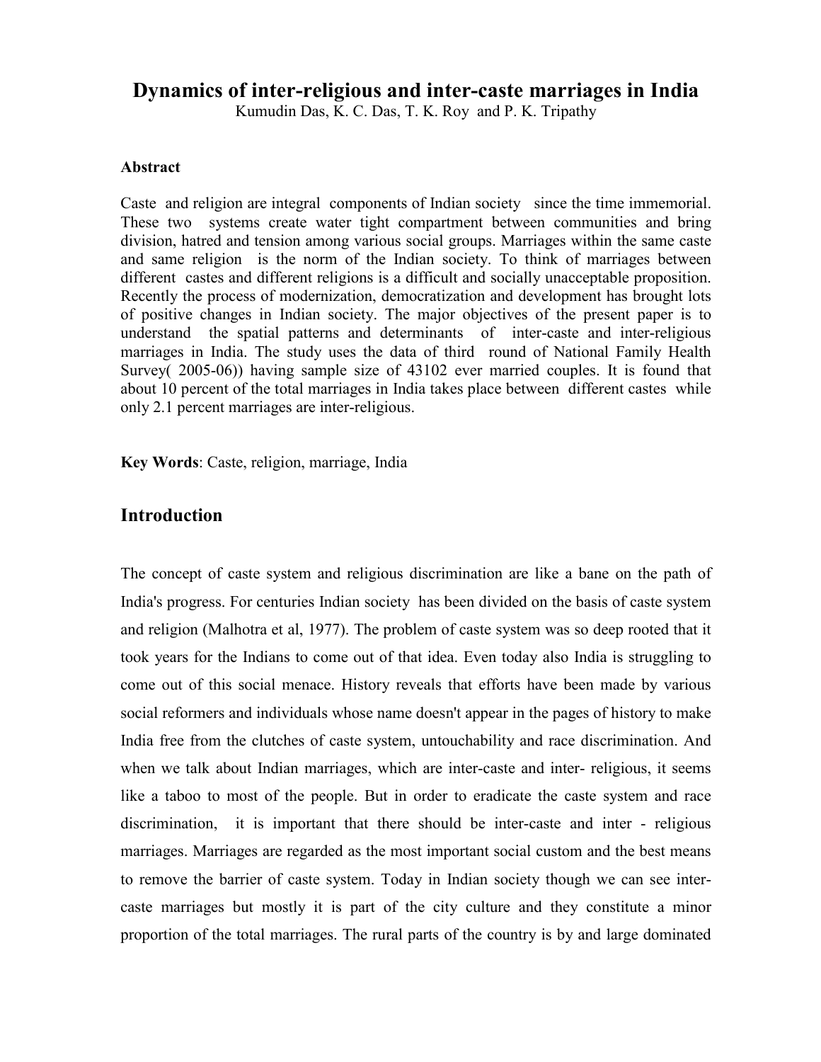# Dynamics of inter-religious and inter-caste marriages in India

Kumudin Das, K. C. Das, T. K. Roy and P. K. Tripathy

**Abstract**

Caste and religion are integral components of Indian society since the time immemorial. These two systems create water tight compartment between communities and bring division, hatred and tension among various social groups. Marriages within the same caste and same religion is the norm of the Indian society. To think of marriages between different castes and different religions is a difficult and socially unacceptable proposition. Recently the process of modernization, democratization and development has brought lots of positive changes in Indian society. The major objectives of the present paper is to understand the spatial patterns and determinants of inter-caste and inter-religious marriages in India. The study uses the data of third round of National Family Health Survey( 2005-06)) having sample size of 43102 ever married couples. It is found that about 10 percent of the total marriages in India takes place between different castes while only 2.1 percent marriages are inter-religious.

**Key Words**: Caste, religion, marriage, India

## Introduction

The concept of caste system and religious discrimination are like a bane on the path of India's progress. For centuries Indian society has been divided on the basis of caste system and religion (Malhotra et al, 1977). The problem of caste system was so deep rooted that it took years for the Indians to come out of that idea. Even today also India is struggling to come out of this social menace. History reveals that efforts have been made by various social reformers and individuals whose name doesn't appear in the pages of history to make India free from the clutches of caste system, untouchability and race discrimination. And when we talk about Indian marriages, which are inter-caste and inter- religious, it seems like a taboo to most of the people. But in order to eradicate the caste system and race discrimination, it is important that there should be inter-caste and inter - religious marriages. Marriages are regarded as the most important social custom and the best means to remove the barrier of caste system. Today in Indian society though we can see inter-caste marriages but mostly it is part of the city culture and they constitute a minor proportion of the total marriages. The rural parts of the country is by and large dominated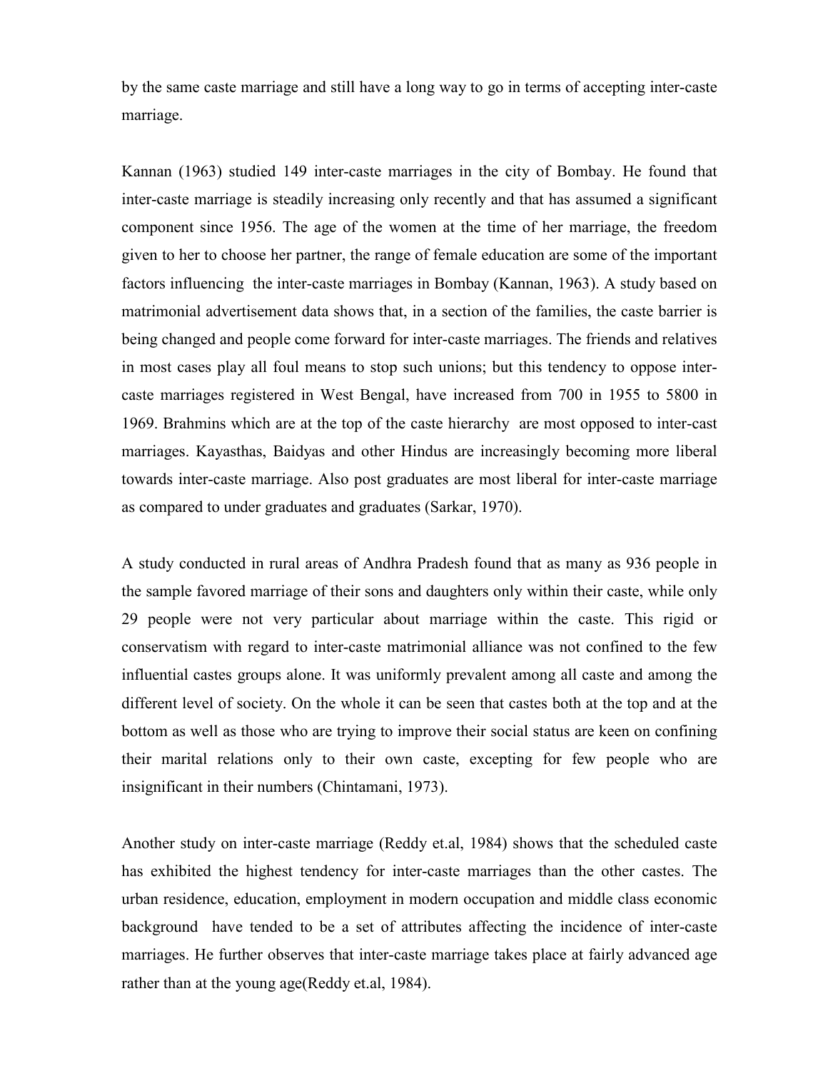by the same caste marriage and still have a long way to go in terms of accepting inter-caste marriage.

Kannan (1963) studied 149 inter-caste marriages in the city of Bombay. He found that inter-caste marriage is steadily increasing only recently and that has assumed a significant component since 1956. The age of the women at the time of her marriage, the freedom given to her to choose her partner, the range of female education are some of the important factors influencing the inter-caste marriages in Bombay (Kannan, 1963). A study based on matrimonial advertisement data shows that, in a section of the families, the caste barrier is being changed and people come forward for inter-caste marriages. The friends and relatives in most cases play all foul means to stop such unions; but this tendency to oppose inter-caste marriages registered in West Bengal, have increased from 700 in 1955 to 5800 in 1969. Brahmins which are at the top of the caste hierarchy are most opposed to inter-cast marriages. Kayasthas, Baidyas and other Hindus are increasingly becoming more liberal towards inter-caste marriage. Also post graduates are most liberal for inter-caste marriage as compared to under graduates and graduates (Sarkar, 1970).

A study conducted in rural areas of Andhra Pradesh found that as many as 936 people in the sample favored marriage of their sons and daughters only within their caste, while only 29 people were not very particular about marriage within the caste. This rigid or conservatism with regard to inter-caste matrimonial alliance was not confined to the few influential castes groups alone. It was uniformly prevalent among all caste and among the different level of society. On the whole it can be seen that castes both at the top and at the bottom as well as those who are trying to improve their social status are keen on confining their marital relations only to their own caste, excepting for few people who are insignificant in their numbers (Chintamani, 1973).

Another study on inter-caste marriage (Reddy et.al, 1984) shows that the scheduled caste has exhibited the highest tendency for inter-caste marriages than the other castes. The urban residence, education, employment in modern occupation and middle class economic background have tended to be a set of attributes affecting the incidence of inter-caste marriages. He further observes that inter-caste marriage takes place at fairly advanced age rather than at the young age(Reddy et.al, 1984).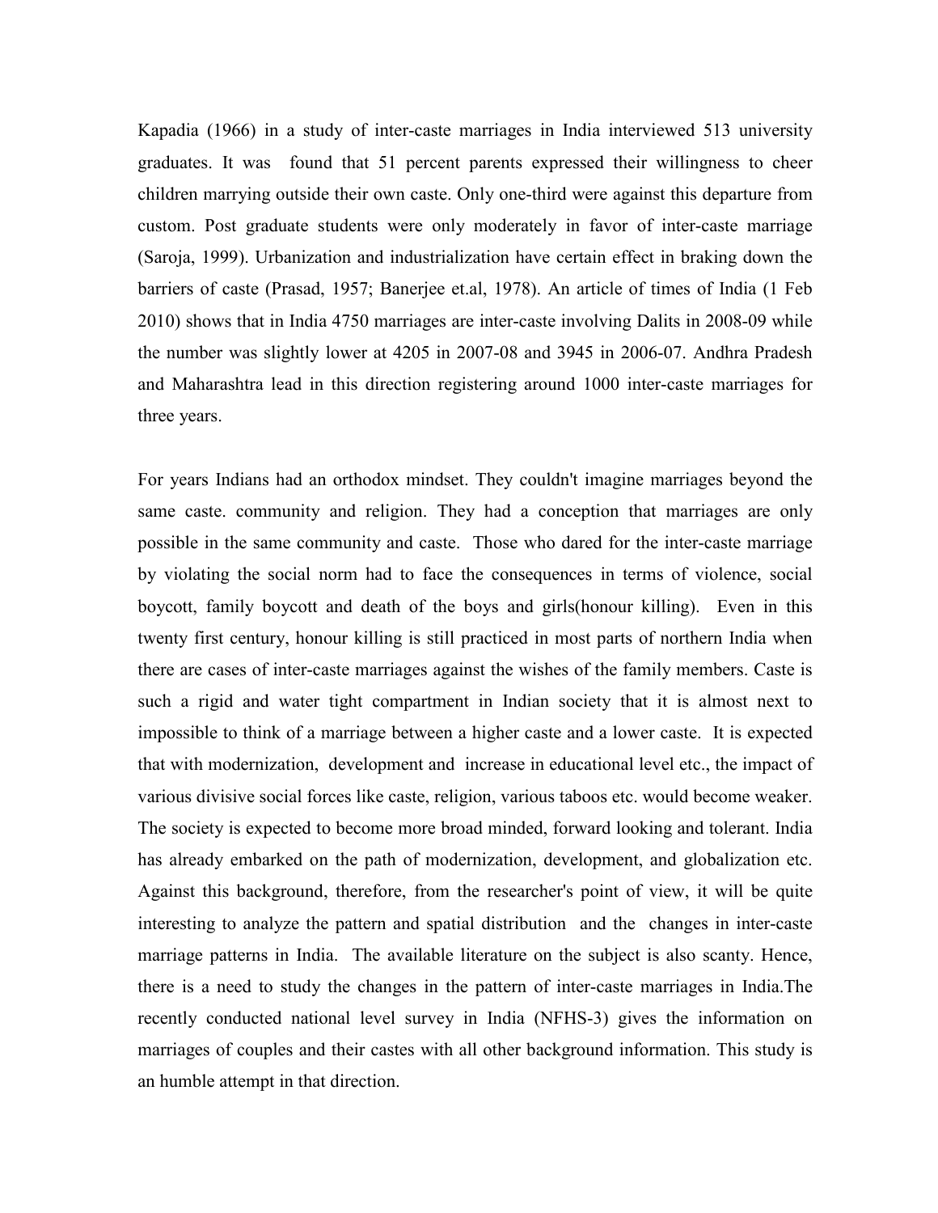Kapadia (1966) in a study of inter-caste marriages in India interviewed 513 university graduates. It was found that 51 percent parents expressed their willingness to cheer children marrying outside their own caste. Only one-third were against this departure from custom. Post graduate students were only moderately in favor of inter-caste marriage (Saroja, 1999). Urbanization and industrialization have certain effect in braking down the barriers of caste (Prasad, 1957; Banerjee et.al, 1978). An article of times of India (1 Feb 2010) shows that in India 4750 marriages are inter-caste involving Dalits in 2008-09 while the number was slightly lower at 4205 in 2007-08 and 3945 in 2006-07. Andhra Pradesh and Maharashtra lead in this direction registering around 1000 inter-caste marriages for three years.

For years Indians had an orthodox mindset. They couldn't imagine marriages beyond the same caste. community and religion. They had a conception that marriages are only possible in the same community and caste. Those who dared for the inter-caste marriage by violating the social norm had to face the consequences in terms of violence, social boycott, family boycott and death of the boys and girls(honour killing). Even in this twenty first century, honour killing is still practiced in most parts of northern India when there are cases of inter-caste marriages against the wishes of the family members. Caste is such a rigid and water tight compartment in Indian society that it is almost next to impossible to think of a marriage between a higher caste and a lower caste. It is expected that with modernization, development and increase in educational level etc., the impact of various divisive social forces like caste, religion, various taboos etc. would become weaker. The society is expected to become more broad minded, forward looking and tolerant. India has already embarked on the path of modernization, development, and globalization etc. Against this background, therefore, from the researcher's point of view, it will be quite interesting to analyze the pattern and spatial distribution and the changes in inter-caste marriage patterns in India. The available literature on the subject is also scanty. Hence, there is a need to study the changes in the pattern of inter-caste marriages in India.The recently conducted national level survey in India (NFHS-3) gives the information on marriages of couples and their castes with all other background information. This study is an humble attempt in that direction.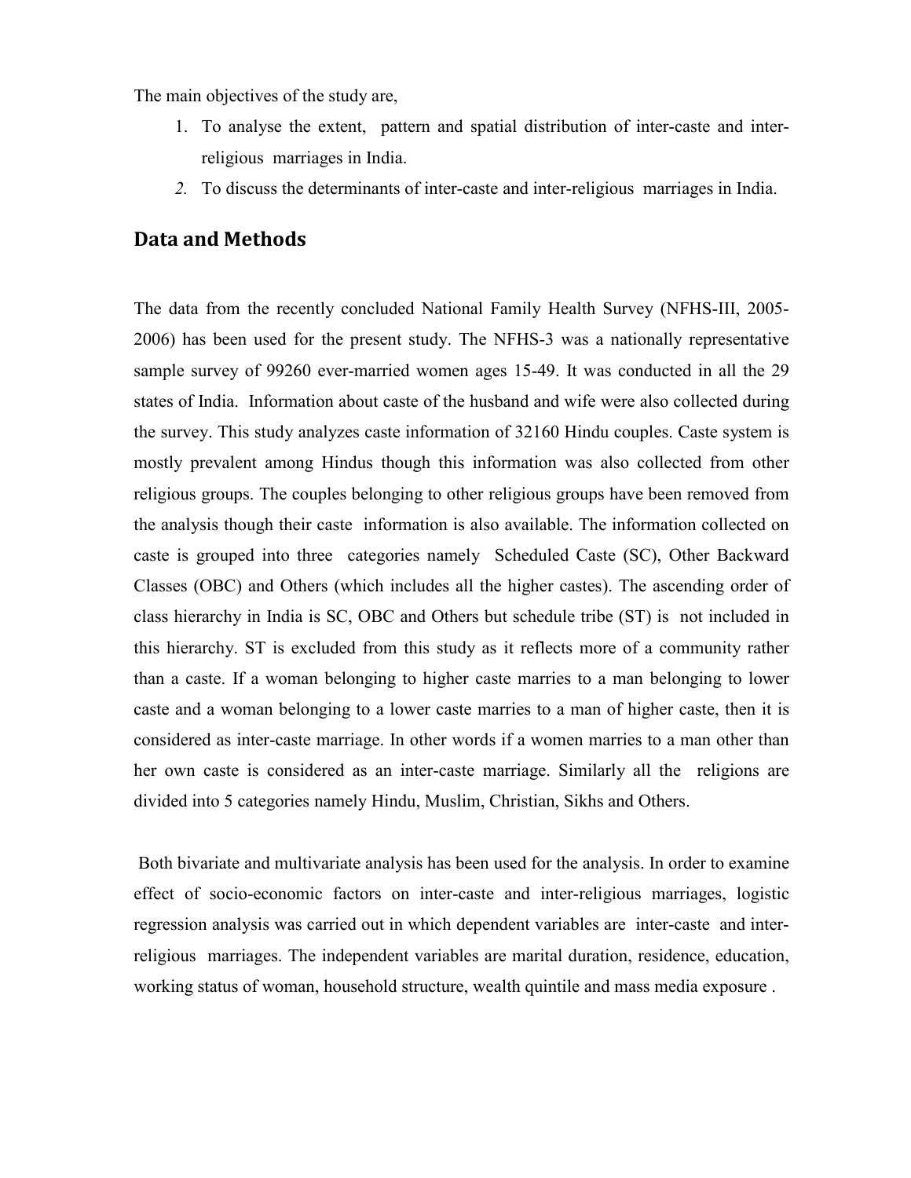The main objectives of the study are,

1. To analyse the extent, pattern and spatial distribution of inter-caste and inter-religious marriages in India.
2. *To* discuss the determinants of inter-caste and inter-religious marriages in India.

## Data and Methods

The data from the recently concluded National Family Health Survey (NFHS-III, 2005-2006) has been used for the present study. The NFHS-3 was a nationally representative sample survey of 99260 ever-married women ages 15-49. It was conducted in all the 29 states of India. Information about caste of the husband and wife were also collected during the survey. This study analyzes caste information of 32160 Hindu couples. Caste system is mostly prevalent among Hindus though this information was also collected from other religious groups. The couples belonging to other religious groups have been removed from the analysis though their caste information is also available. The information collected on caste is grouped into three categories namely Scheduled Caste (SC), Other Backward Classes (OBC) and Others (which includes all the higher castes). The ascending order of class hierarchy in India is SC, OBC and Others but schedule tribe (ST) is not included in this hierarchy. ST is excluded from this study as it reflects more of a community rather than a caste. If a woman belonging to higher caste marries to a man belonging to lower caste and a woman belonging to a lower caste marries to a man of higher caste, then it is considered as inter-caste marriage. In other words if a women marries to a man other than her own caste is considered as an inter-caste marriage. Similarly all the religions are divided into 5 categories namely Hindu, Muslim, Christian, Sikhs and Others.

Both bivariate and multivariate analysis has been used for the analysis. In order to examine effect of socio-economic factors on inter-caste and inter-religious marriages, logistic regression analysis was carried out in which dependent variables are inter-caste and inter-religious marriages. The independent variables are marital duration, residence, education, working status of woman, household structure, wealth quintile and mass media exposure .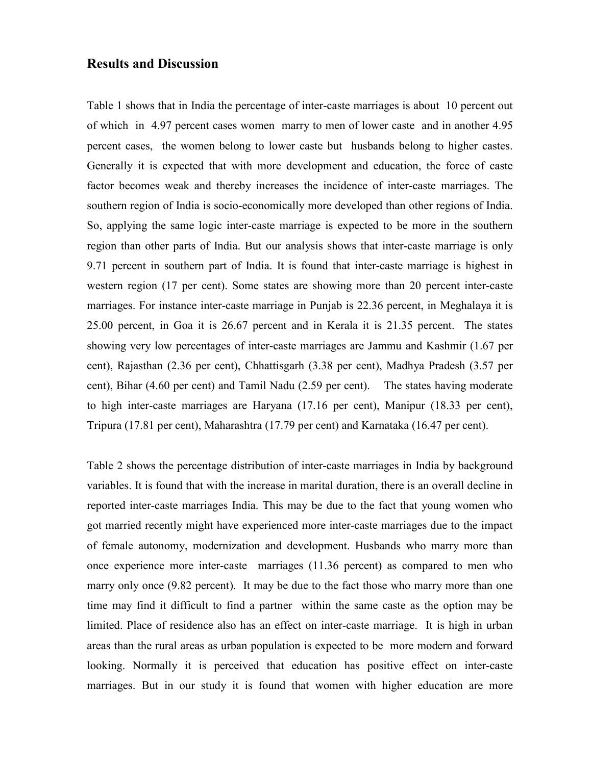## Results and Discussion

Table 1 shows that in India the percentage of inter-caste marriages is about 10 percent out of which in 4.97 percent cases women marry to men of lower caste and in another 4.95 percent cases, the women belong to lower caste but husbands belong to higher castes. Generally it is expected that with more development and education, the force of caste factor becomes weak and thereby increases the incidence of inter-caste marriages. The southern region of India is socio-economically more developed than other regions of India. So, applying the same logic inter-caste marriage is expected to be more in the southern region than other parts of India. But our analysis shows that inter-caste marriage is only 9.71 percent in southern part of India. It is found that inter-caste marriage is highest in western region (17 per cent). Some states are showing more than 20 percent inter-caste marriages. For instance inter-caste marriage in Punjab is 22.36 percent, in Meghalaya it is 25.00 percent, in Goa it is 26.67 percent and in Kerala it is 21.35 percent. The states showing very low percentages of inter-caste marriages are Jammu and Kashmir (1.67 per cent), Rajasthan (2.36 per cent), Chhattisgarh (3.38 per cent), Madhya Pradesh (3.57 per cent), Bihar (4.60 per cent) and Tamil Nadu (2.59 per cent). The states having moderate to high inter-caste marriages are Haryana (17.16 per cent), Manipur (18.33 per cent), Tripura (17.81 per cent), Maharashtra (17.79 per cent) and Karnataka (16.47 per cent).

Table 2 shows the percentage distribution of inter-caste marriages in India by background variables. It is found that with the increase in marital duration, there is an overall decline in reported inter-caste marriages India. This may be due to the fact that young women who got married recently might have experienced more inter-caste marriages due to the impact of female autonomy, modernization and development. Husbands who marry more than once experience more inter-caste marriages (11.36 percent) as compared to men who marry only once (9.82 percent). It may be due to the fact those who marry more than one time may find it difficult to find a partner within the same caste as the option may be limited. Place of residence also has an effect on inter-caste marriage. It is high in urban areas than the rural areas as urban population is expected to be more modern and forward looking. Normally it is perceived that education has positive effect on inter-caste marriages. But in our study it is found that women with higher education are more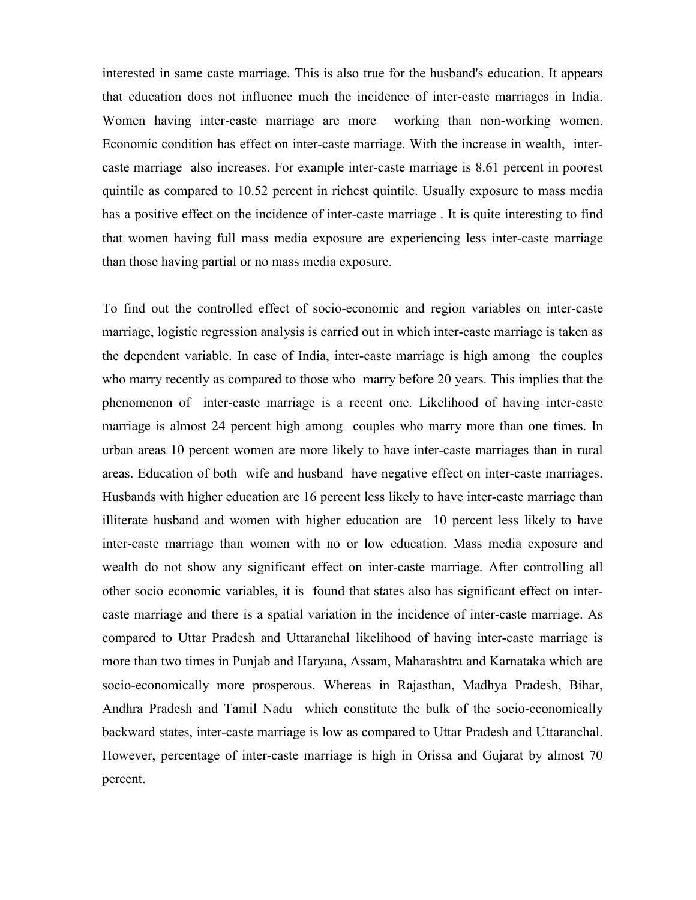interested in same caste marriage. This is also true for the husband's education. It appears that education does not influence much the incidence of inter-caste marriages in India. Women having inter-caste marriage are more working than non-working women. Economic condition has effect on inter-caste marriage. With the increase in wealth, inter-caste marriage also increases. For example inter-caste marriage is 8.61 percent in poorest quintile as compared to 10.52 percent in richest quintile. Usually exposure to mass media has a positive effect on the incidence of inter-caste marriage . It is quite interesting to find that women having full mass media exposure are experiencing less inter-caste marriage than those having partial or no mass media exposure.

To find out the controlled effect of socio-economic and region variables on inter-caste marriage, logistic regression analysis is carried out in which inter-caste marriage is taken as the dependent variable. In case of India, inter-caste marriage is high among the couples who marry recently as compared to those who marry before 20 years. This implies that the phenomenon of inter-caste marriage is a recent one. Likelihood of having inter-caste marriage is almost 24 percent high among couples who marry more than one times. In urban areas 10 percent women are more likely to have inter-caste marriages than in rural areas. Education of both wife and husband have negative effect on inter-caste marriages. Husbands with higher education are 16 percent less likely to have inter-caste marriage than illiterate husband and women with higher education are 10 percent less likely to have inter-caste marriage than women with no or low education. Mass media exposure and wealth do not show any significant effect on inter-caste marriage. After controlling all other socio economic variables, it is found that states also has significant effect on inter-caste marriage and there is a spatial variation in the incidence of inter-caste marriage. As compared to Uttar Pradesh and Uttaranchal likelihood of having inter-caste marriage is more than two times in Punjab and Haryana, Assam, Maharashtra and Karnataka which are socio-economically more prosperous. Whereas in Rajasthan, Madhya Pradesh, Bihar, Andhra Pradesh and Tamil Nadu which constitute the bulk of the socio-economically backward states, inter-caste marriage is low as compared to Uttar Pradesh and Uttaranchal. However, percentage of inter-caste marriage is high in Orissa and Gujarat by almost 70 percent.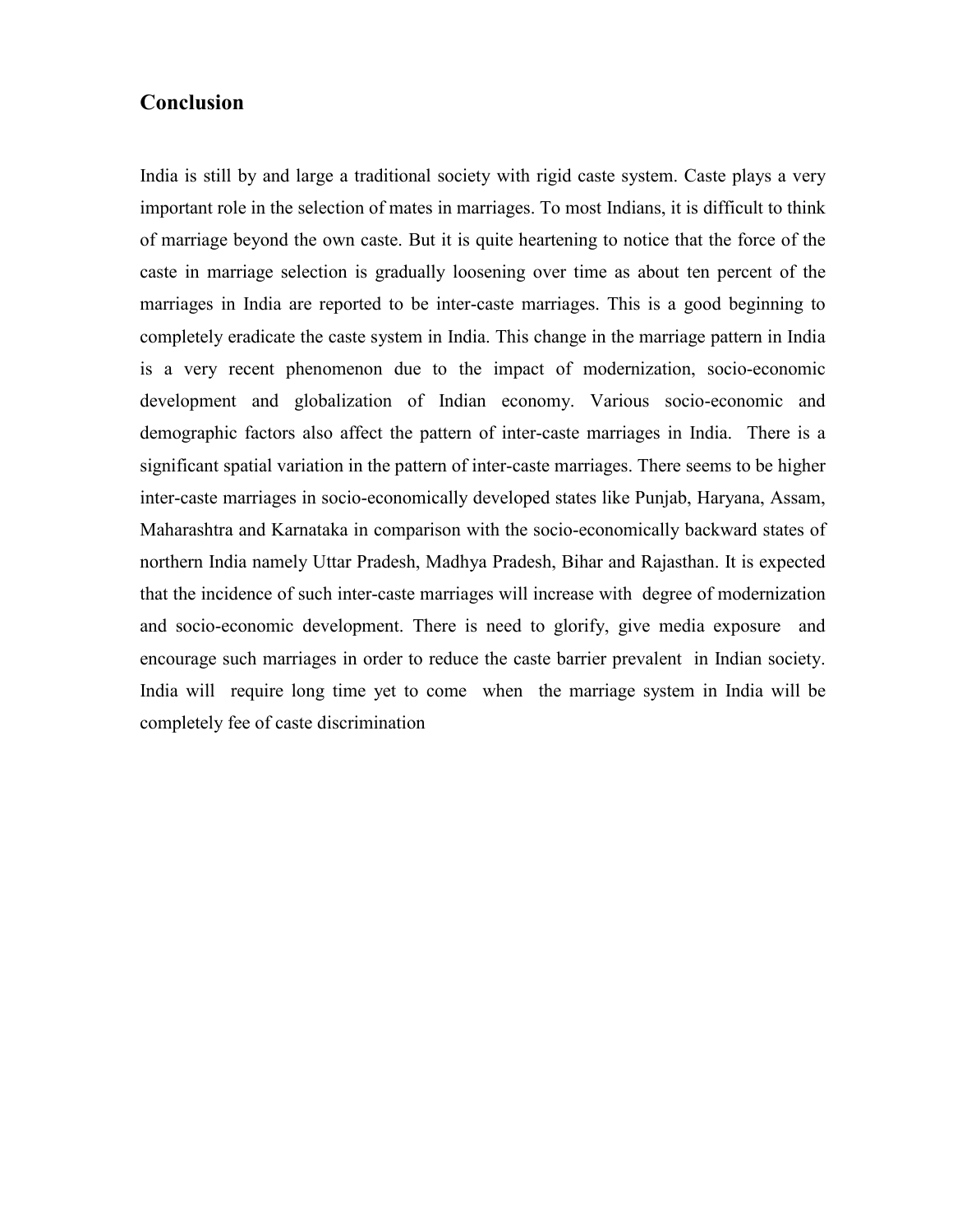## Conclusion

India is still by and large a traditional society with rigid caste system. Caste plays a very important role in the selection of mates in marriages. To most Indians, it is difficult to think of marriage beyond the own caste. But it is quite heartening to notice that the force of the caste in marriage selection is gradually loosening over time as about ten percent of the marriages in India are reported to be inter-caste marriages. This is a good beginning to completely eradicate the caste system in India. This change in the marriage pattern in India is a very recent phenomenon due to the impact of modernization, socio-economic development and globalization of Indian economy. Various socio-economic and demographic factors also affect the pattern of inter-caste marriages in India. There is a significant spatial variation in the pattern of inter-caste marriages. There seems to be higher inter-caste marriages in socio-economically developed states like Punjab, Haryana, Assam, Maharashtra and Karnataka in comparison with the socio-economically backward states of northern India namely Uttar Pradesh, Madhya Pradesh, Bihar and Rajasthan. It is expected that the incidence of such inter-caste marriages will increase with degree of modernization and socio-economic development. There is need to glorify, give media exposure and encourage such marriages in order to reduce the caste barrier prevalent in Indian society. India will require long time yet to come when the marriage system in India will be completely fee of caste discrimination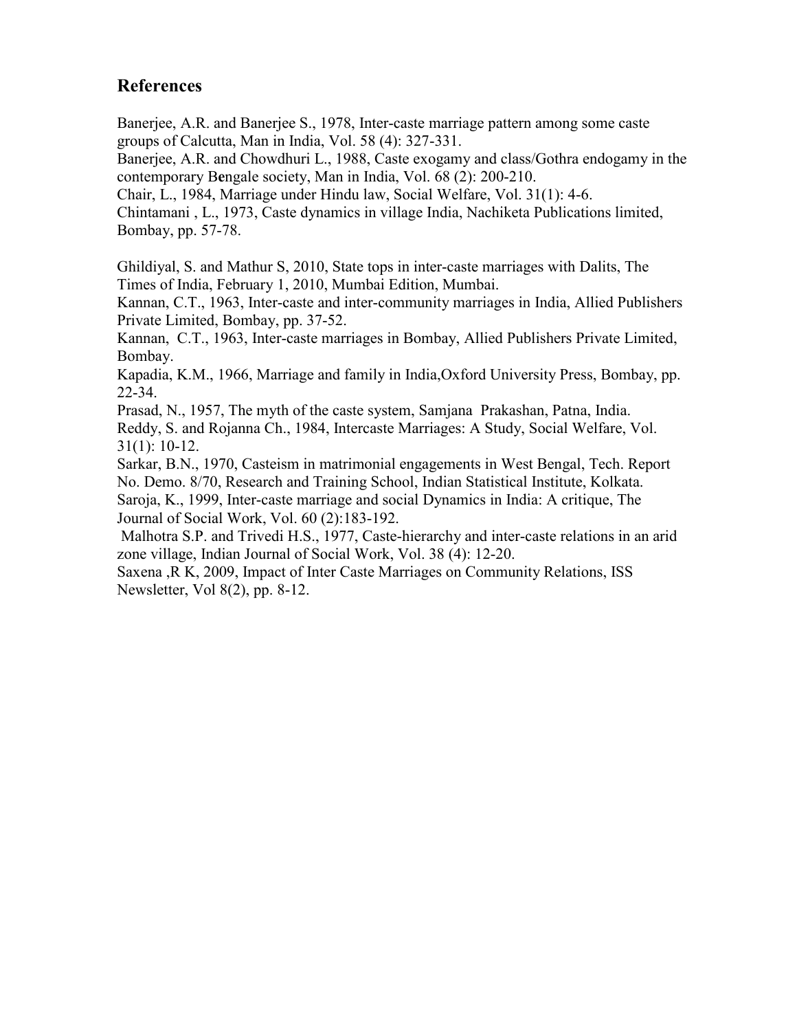## References

Banerjee, A.R. and Banerjee S., 1978, Inter-caste marriage pattern among some caste groups of Calcutta, Man in India, Vol. 58 (4): 327-331.

Banerjee, A.R. and Chowdhuri L., 1988, Caste exogamy and class/Gothra endogamy in the contemporary Bengale society, Man in India, Vol. 68 (2): 200-210.

Chair, L., 1984, Marriage under Hindu law, Social Welfare, Vol. 31(1): 4-6.

Chintamani , L., 1973, Caste dynamics in village India, Nachiketa Publications limited, Bombay, pp. 57-78.

Ghildiyal, S. and Mathur S, 2010, State tops in inter-caste marriages with Dalits, The Times of India, February 1, 2010, Mumbai Edition, Mumbai.

Kannan, C.T., 1963, Inter-caste and inter-community marriages in India, Allied Publishers Private Limited, Bombay, pp. 37-52.

Kannan, C.T., 1963, Inter-caste marriages in Bombay, Allied Publishers Private Limited, Bombay.

Kapadia, K.M., 1966, Marriage and family in India,Oxford University Press, Bombay, pp. 22-34.

Prasad, N., 1957, The myth of the caste system, Samjana Prakashan, Patna, India.

Reddy, S. and Rojanna Ch., 1984, Intercaste Marriages: A Study, Social Welfare, Vol. 31(1): 10-12.

Sarkar, B.N., 1970, Casteism in matrimonial engagements in West Bengal, Tech. Report No. Demo. 8/70, Research and Training School, Indian Statistical Institute, Kolkata.

Saroja, K., 1999, Inter-caste marriage and social Dynamics in India: A critique, The Journal of Social Work, Vol. 60 (2):183-192.

Malhotra S.P. and Trivedi H.S., 1977, Caste-hierarchy and inter-caste relations in an arid zone village, Indian Journal of Social Work, Vol. 38 (4): 12-20.

Saxena ,R K, 2009, Impact of Inter Caste Marriages on Community Relations, ISS Newsletter, Vol 8(2), pp. 8-12.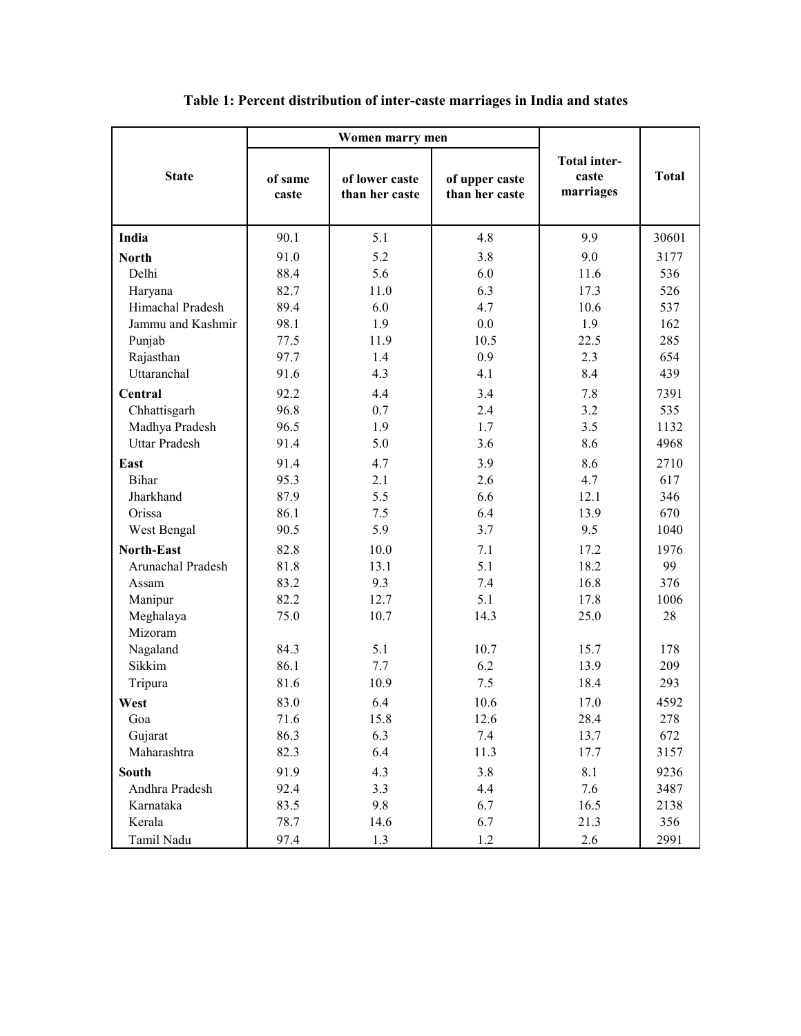**Table 1: Percent distribution of inter-caste marriages in India and states**

| State | Women marry men | | | Total inter-caste marriages | Total |
|---|---|---|---|---|---|
| | of same caste | of lower caste than her caste | of upper caste than her caste | | |
| **India** | 90.1 | 5.1 | 4.8 | 9.9 | 30601 |
| **North** | 91.0 | 5.2 | 3.8 | 9.0 | 3177 |
| Delhi | 88.4 | 5.6 | 6.0 | 11.6 | 536 |
| Haryana | 82.7 | 11.0 | 6.3 | 17.3 | 526 |
| Himachal Pradesh | 89.4 | 6.0 | 4.7 | 10.6 | 537 |
| Jammu and Kashmir | 98.1 | 1.9 | 0.0 | 1.9 | 162 |
| Punjab | 77.5 | 11.9 | 10.5 | 22.5 | 285 |
| Rajasthan | 97.7 | 1.4 | 0.9 | 2.3 | 654 |
| Uttaranchal | 91.6 | 4.3 | 4.1 | 8.4 | 439 |
| **Central** | 92.2 | 4.4 | 3.4 | 7.8 | 7391 |
| Chhattisgarh | 96.8 | 0.7 | 2.4 | 3.2 | 535 |
| Madhya Pradesh | 96.5 | 1.9 | 1.7 | 3.5 | 1132 |
| Uttar Pradesh | 91.4 | 5.0 | 3.6 | 8.6 | 4968 |
| **East** | 91.4 | 4.7 | 3.9 | 8.6 | 2710 |
| Bihar | 95.3 | 2.1 | 2.6 | 4.7 | 617 |
| Jharkhand | 87.9 | 5.5 | 6.6 | 12.1 | 346 |
| Orissa | 86.1 | 7.5 | 6.4 | 13.9 | 670 |
| West Bengal | 90.5 | 5.9 | 3.7 | 9.5 | 1040 |
| **North-East** | 82.8 | 10.0 | 7.1 | 17.2 | 1976 |
| Arunachal Pradesh | 81.8 | 13.1 | 5.1 | 18.2 | 99 |
| Assam | 83.2 | 9.3 | 7.4 | 16.8 | 376 |
| Manipur | 82.2 | 12.7 | 5.1 | 17.8 | 1006 |
| Meghalaya | 75.0 | 10.7 | 14.3 | 25.0 | 28 |
| Mizoram | | | | | |
| Nagaland | 84.3 | 5.1 | 10.7 | 15.7 | 178 |
| Sikkim | 86.1 | 7.7 | 6.2 | 13.9 | 209 |
| Tripura | 81.6 | 10.9 | 7.5 | 18.4 | 293 |
| **West** | 83.0 | 6.4 | 10.6 | 17.0 | 4592 |
| Goa | 71.6 | 15.8 | 12.6 | 28.4 | 278 |
| Gujarat | 86.3 | 6.3 | 7.4 | 13.7 | 672 |
| Maharashtra | 82.3 | 6.4 | 11.3 | 17.7 | 3157 |
| **South** | 91.9 | 4.3 | 3.8 | 8.1 | 9236 |
| Andhra Pradesh | 92.4 | 3.3 | 4.4 | 7.6 | 3487 |
| Karnataka | 83.5 | 9.8 | 6.7 | 16.5 | 2138 |
| Kerala | 78.7 | 14.6 | 6.7 | 21.3 | 356 |
| Tamil Nadu | 97.4 | 1.3 | 1.2 | 2.6 | 2991 |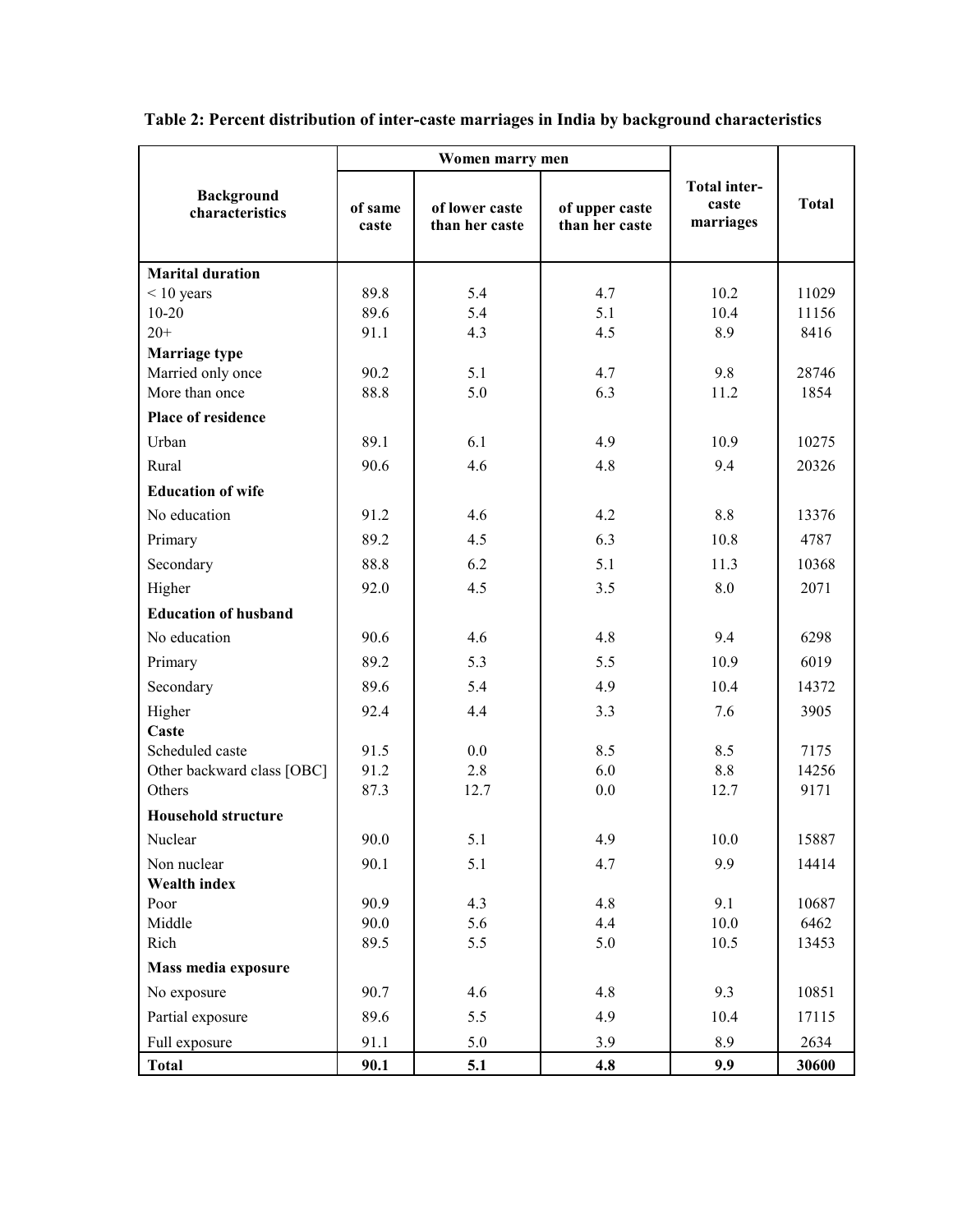**Table 2: Percent distribution of inter-caste marriages in India by background characteristics**

| Background characteristics | Women marry men | | | Total inter-caste marriages | Total |
|---|---|---|---|---|---|
| | of same caste | of lower caste than her caste | of upper caste than her caste | | |
| **Marital duration** | | | | | |
| < 10 years | 89.8 | 5.4 | 4.7 | 10.2 | 11029 |
| 10-20 | 89.6 | 5.4 | 5.1 | 10.4 | 11156 |
| 20+ | 91.1 | 4.3 | 4.5 | 8.9 | 8416 |
| **Marriage type** | | | | | |
| Married only once | 90.2 | 5.1 | 4.7 | 9.8 | 28746 |
| More than once | 88.8 | 5.0 | 6.3 | 11.2 | 1854 |
| **Place of residence** | | | | | |
| Urban | 89.1 | 6.1 | 4.9 | 10.9 | 10275 |
| Rural | 90.6 | 4.6 | 4.8 | 9.4 | 20326 |
| **Education of wife** | | | | | |
| No education | 91.2 | 4.6 | 4.2 | 8.8 | 13376 |
| Primary | 89.2 | 4.5 | 6.3 | 10.8 | 4787 |
| Secondary | 88.8 | 6.2 | 5.1 | 11.3 | 10368 |
| Higher | 92.0 | 4.5 | 3.5 | 8.0 | 2071 |
| **Education of husband** | | | | | |
| No education | 90.6 | 4.6 | 4.8 | 9.4 | 6298 |
| Primary | 89.2 | 5.3 | 5.5 | 10.9 | 6019 |
| Secondary | 89.6 | 5.4 | 4.9 | 10.4 | 14372 |
| Higher | 92.4 | 4.4 | 3.3 | 7.6 | 3905 |
| **Caste** | | | | | |
| Scheduled caste | 91.5 | 0.0 | 8.5 | 8.5 | 7175 |
| Other backward class [OBC] | 91.2 | 2.8 | 6.0 | 8.8 | 14256 |
| Others | 87.3 | 12.7 | 0.0 | 12.7 | 9171 |
| **Household structure** | | | | | |
| Nuclear | 90.0 | 5.1 | 4.9 | 10.0 | 15887 |
| Non nuclear | 90.1 | 5.1 | 4.7 | 9.9 | 14414 |
| **Wealth index** | | | | | |
| Poor | 90.9 | 4.3 | 4.8 | 9.1 | 10687 |
| Middle | 90.0 | 5.6 | 4.4 | 10.0 | 6462 |
| Rich | 89.5 | 5.5 | 5.0 | 10.5 | 13453 |
| **Mass media exposure** | | | | | |
| No exposure | 90.7 | 4.6 | 4.8 | 9.3 | 10851 |
| Partial exposure | 89.6 | 5.5 | 4.9 | 10.4 | 17115 |
| Full exposure | 91.1 | 5.0 | 3.9 | 8.9 | 2634 |
| **Total** | **90.1** | **5.1** | **4.8** | **9.9** | **30600** |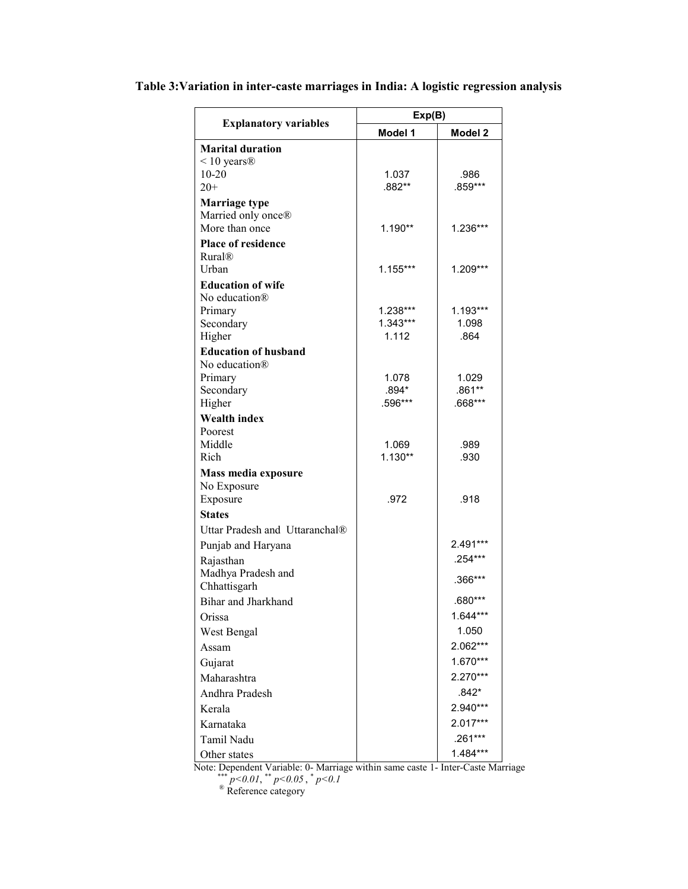**Table 3:Variation in inter-caste marriages in India: A logistic regression analysis**

| Explanatory variables | Exp(B) | |
|---|---|---|
| | **Model 1** | **Model 2** |
| **Marital duration** | | |
| < 10 years® | | |
| 10-20 | 1.037 | .986 |
| 20+ | .882** | .859*** |
| **Marriage type** | | |
| Married only once® | | |
| More than once | 1.190** | 1.236*** |
| **Place of residence** | | |
| Rural® | | |
| Urban | 1.155*** | 1.209*** |
| **Education of wife** | | |
| No education® | | |
| Primary | 1.238*** | 1.193*** |
| Secondary | 1.343*** | 1.098 |
| Higher | 1.112 | .864 |
| **Education of husband** | | |
| No education® | | |
| Primary | 1.078 | 1.029 |
| Secondary | .894* | .861** |
| Higher | .596*** | .668*** |
| **Wealth index** | | |
| Poorest | | |
| Middle | 1.069 | .989 |
| Rich | 1.130** | .930 |
| **Mass media exposure** | | |
| No Exposure | | |
| Exposure | .972 | .918 |
| **States** | | |
| Uttar Pradesh and Uttaranchal® | | |
| Punjab and Haryana | | 2.491*** |
| Rajasthan | | .254*** |
| Madhya Pradesh and Chhattisgarh | | .366*** |
| Bihar and Jharkhand | | .680*** |
| Orissa | | 1.644*** |
| West Bengal | | 1.050 |
| Assam | | 2.062*** |
| Gujarat | | 1.670*** |
| Maharashtra | | 2.270*** |
| Andhra Pradesh | | .842* |
| Kerala | | 2.940*** |
| Karnataka | | 2.017*** |
| Tamil Nadu | | .261*** |
| Other states | | 1.484*** |

Note: Dependent Variable: 0- Marriage within same caste 1- Inter-Caste Marriage

*** $p<0.01$, ** $p<0.05$, * $p<0.1$

® Reference category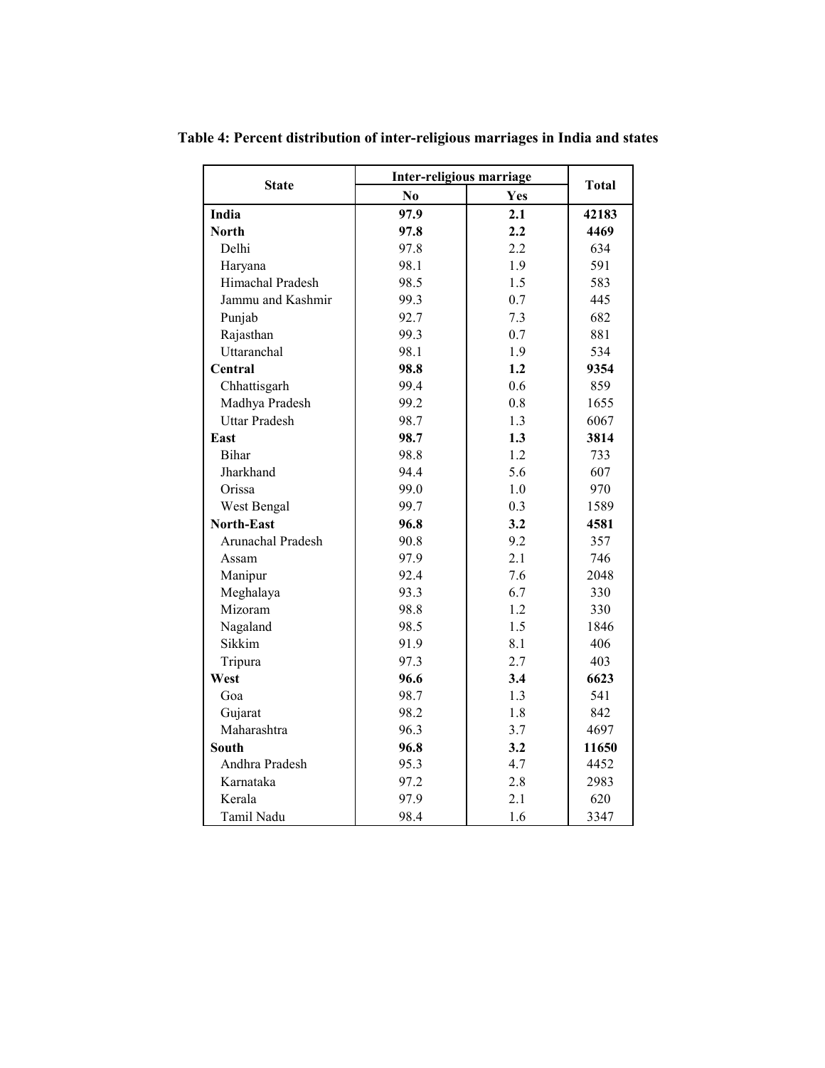**Table 4: Percent distribution of inter-religious marriages in India and states**

| State | Inter-religious marriage | | Total |
|---|---|---|---|
| | No | Yes | |
| **India** | **97.9** | **2.1** | **42183** |
| **North** | **97.8** | **2.2** | **4469** |
| Delhi | 97.8 | 2.2 | 634 |
| Haryana | 98.1 | 1.9 | 591 |
| Himachal Pradesh | 98.5 | 1.5 | 583 |
| Jammu and Kashmir | 99.3 | 0.7 | 445 |
| Punjab | 92.7 | 7.3 | 682 |
| Rajasthan | 99.3 | 0.7 | 881 |
| Uttaranchal | 98.1 | 1.9 | 534 |
| **Central** | **98.8** | **1.2** | **9354** |
| Chhattisgarh | 99.4 | 0.6 | 859 |
| Madhya Pradesh | 99.2 | 0.8 | 1655 |
| Uttar Pradesh | 98.7 | 1.3 | 6067 |
| **East** | **98.7** | **1.3** | **3814** |
| Bihar | 98.8 | 1.2 | 733 |
| Jharkhand | 94.4 | 5.6 | 607 |
| Orissa | 99.0 | 1.0 | 970 |
| West Bengal | 99.7 | 0.3 | 1589 |
| **North-East** | **96.8** | **3.2** | **4581** |
| Arunachal Pradesh | 90.8 | 9.2 | 357 |
| Assam | 97.9 | 2.1 | 746 |
| Manipur | 92.4 | 7.6 | 2048 |
| Meghalaya | 93.3 | 6.7 | 330 |
| Mizoram | 98.8 | 1.2 | 330 |
| Nagaland | 98.5 | 1.5 | 1846 |
| Sikkim | 91.9 | 8.1 | 406 |
| Tripura | 97.3 | 2.7 | 403 |
| **West** | **96.6** | **3.4** | **6623** |
| Goa | 98.7 | 1.3 | 541 |
| Gujarat | 98.2 | 1.8 | 842 |
| Maharashtra | 96.3 | 3.7 | 4697 |
| **South** | **96.8** | **3.2** | **11650** |
| Andhra Pradesh | 95.3 | 4.7 | 4452 |
| Karnataka | 97.2 | 2.8 | 2983 |
| Kerala | 97.9 | 2.1 | 620 |
| Tamil Nadu | 98.4 | 1.6 | 3347 |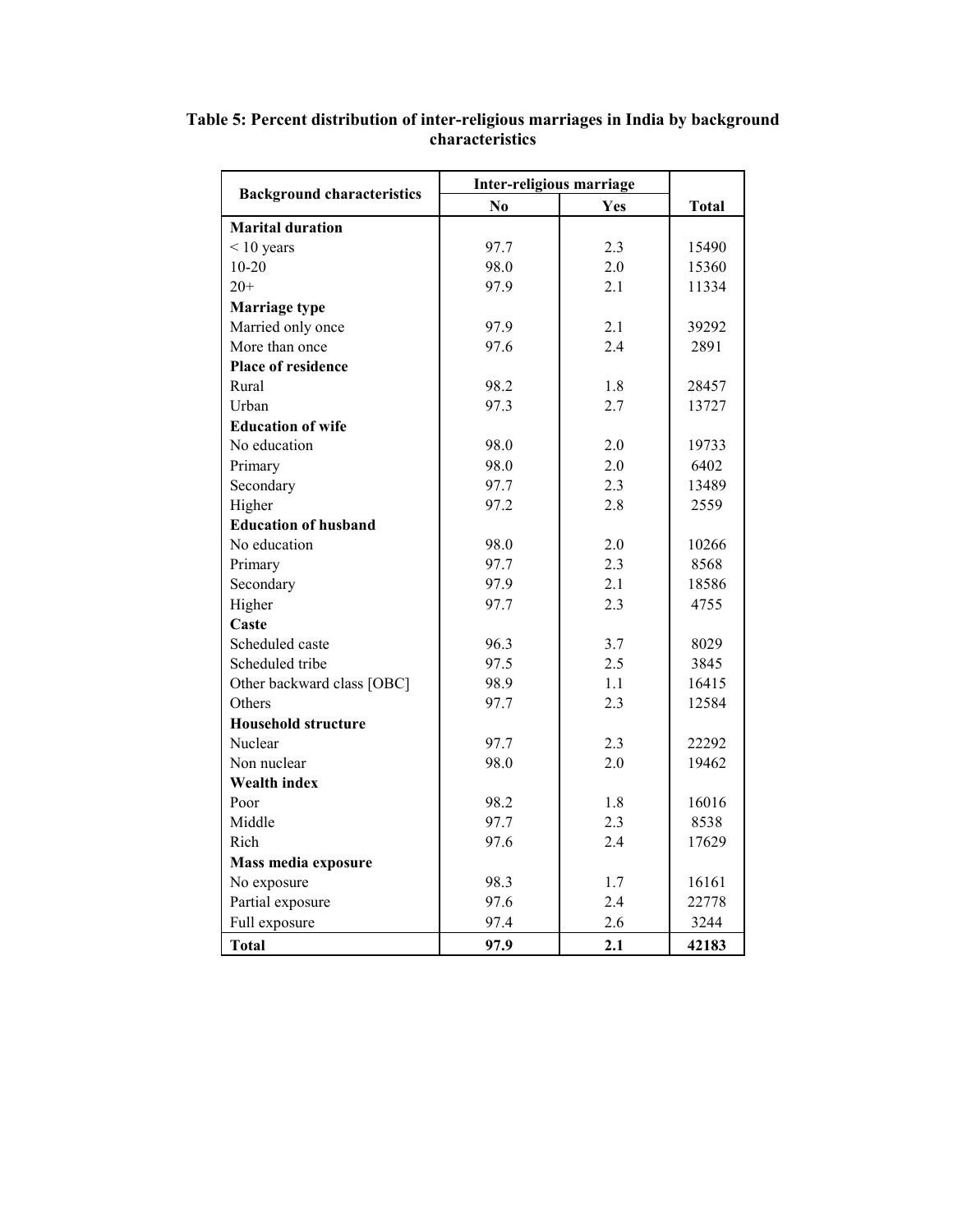**Table 5: Percent distribution of inter-religious marriages in India by background characteristics**

| Background characteristics | Inter-religious marriage | | Total |
|---|---|---|---|
| | No | Yes | |
| **Marital duration** | | | |
| < 10 years | 97.7 | 2.3 | 15490 |
| 10-20 | 98.0 | 2.0 | 15360 |
| 20+ | 97.9 | 2.1 | 11334 |
| **Marriage type** | | | |
| Married only once | 97.9 | 2.1 | 39292 |
| More than once | 97.6 | 2.4 | 2891 |
| **Place of residence** | | | |
| Rural | 98.2 | 1.8 | 28457 |
| Urban | 97.3 | 2.7 | 13727 |
| **Education of wife** | | | |
| No education | 98.0 | 2.0 | 19733 |
| Primary | 98.0 | 2.0 | 6402 |
| Secondary | 97.7 | 2.3 | 13489 |
| Higher | 97.2 | 2.8 | 2559 |
| **Education of husband** | | | |
| No education | 98.0 | 2.0 | 10266 |
| Primary | 97.7 | 2.3 | 8568 |
| Secondary | 97.9 | 2.1 | 18586 |
| Higher | 97.7 | 2.3 | 4755 |
| **Caste** | | | |
| Scheduled caste | 96.3 | 3.7 | 8029 |
| Scheduled tribe | 97.5 | 2.5 | 3845 |
| Other backward class [OBC] | 98.9 | 1.1 | 16415 |
| Others | 97.7 | 2.3 | 12584 |
| **Household structure** | | | |
| Nuclear | 97.7 | 2.3 | 22292 |
| Non nuclear | 98.0 | 2.0 | 19462 |
| **Wealth index** | | | |
| Poor | 98.2 | 1.8 | 16016 |
| Middle | 97.7 | 2.3 | 8538 |
| Rich | 97.6 | 2.4 | 17629 |
| **Mass media exposure** | | | |
| No exposure | 98.3 | 1.7 | 16161 |
| Partial exposure | 97.6 | 2.4 | 22778 |
| Full exposure | 97.4 | 2.6 | 3244 |
| **Total** | **97.9** | **2.1** | **42183** |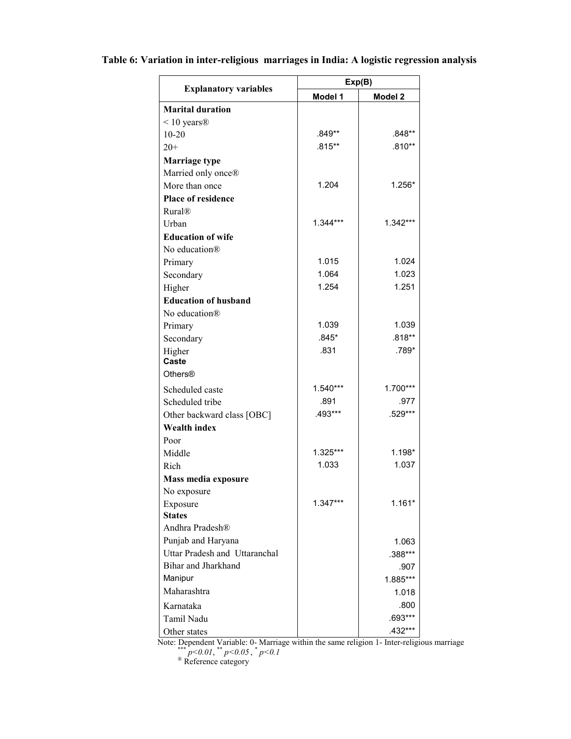**Table 6: Variation in inter-religious marriages in India: A logistic regression analysis**

| Explanatory variables | Exp(B) | |
|---|---|---|
| | Model 1 | Model 2 |
| **Marital duration** | | |
| < 10 years® | | |
| 10-20 | .849** | .848** |
| 20+ | .815** | .810** |
| **Marriage type** | | |
| Married only once® | | |
| More than once | 1.204 | 1.256* |
| **Place of residence** | | |
| Rural® | | |
| Urban | 1.344*** | 1.342*** |
| **Education of wife** | | |
| No education® | | |
| Primary | 1.015 | 1.024 |
| Secondary | 1.064 | 1.023 |
| Higher | 1.254 | 1.251 |
| **Education of husband** | | |
| No education® | | |
| Primary | 1.039 | 1.039 |
| Secondary | .845* | .818** |
| Higher | .831 | .789* |
| **Caste** | | |
| Others® | | |
| Scheduled caste | 1.540*** | 1.700*** |
| Scheduled tribe | .891 | .977 |
| Other backward class [OBC] | .493*** | .529*** |
| **Wealth index** | | |
| Poor | | |
| Middle | 1.325*** | 1.198* |
| Rich | 1.033 | 1.037 |
| **Mass media exposure** | | |
| No exposure | | |
| Exposure | 1.347*** | 1.161* |
| **States** | | |
| Andhra Pradesh® | | |
| Punjab and Haryana | | 1.063 |
| Uttar Pradesh and Uttaranchal | | .388*** |
| Bihar and Jharkhand | | .907 |
| Manipur | | 1.885*** |
| Maharashtra | | 1.018 |
| Karnataka | | .800 |
| Tamil Nadu | | .693*** |
| Other states | | .432*** |

Note: Dependent Variable: 0- Marriage within the same religion 1- Inter-religious marriage

*** $p<0.01$, ** $p<0.05$, * $p<0.1$

® Reference category